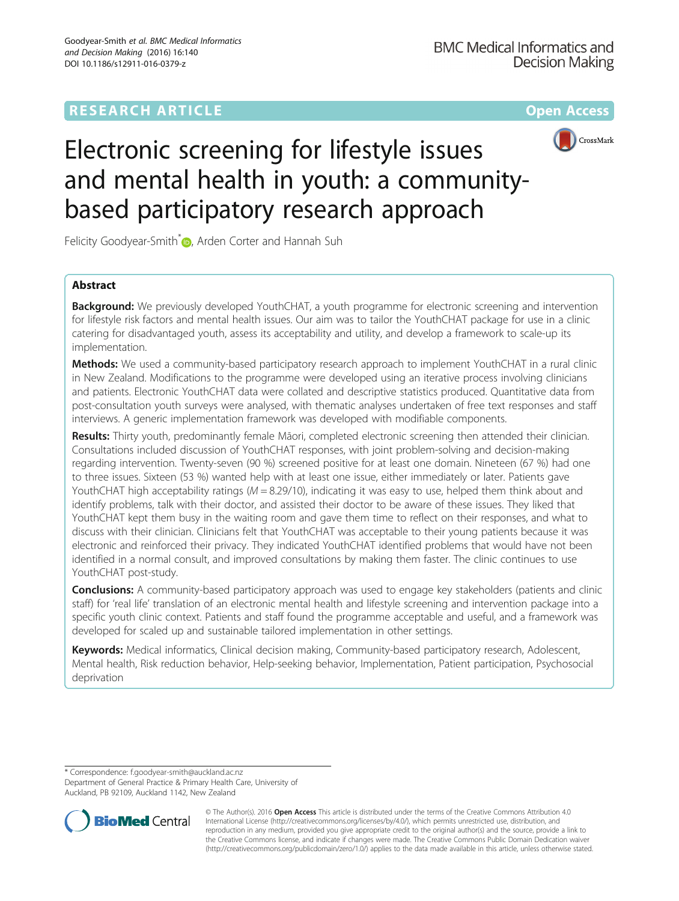RESEARCH ARTICLE Open Access

# Electronic screening for lifestyle issues and mental health in youth: a community-based participatory research approach

Felicity Goodyear-Smith*, Arden Corter and Hannah Suh

## Abstract

**Background:** We previously developed YouthCHAT, a youth programme for electronic screening and intervention for lifestyle risk factors and mental health issues. Our aim was to tailor the YouthCHAT package for use in a clinic catering for disadvantaged youth, assess its acceptability and utility, and develop a framework to scale-up its implementation.

**Methods:** We used a community-based participatory research approach to implement YouthCHAT in a rural clinic in New Zealand. Modifications to the programme were developed using an iterative process involving clinicians and patients. Electronic YouthCHAT data were collated and descriptive statistics produced. Quantitative data from post-consultation youth surveys were analysed, with thematic analyses undertaken of free text responses and staff interviews. A generic implementation framework was developed with modifiable components.

**Results:** Thirty youth, predominantly female Māori, completed electronic screening then attended their clinician. Consultations included discussion of YouthCHAT responses, with joint problem-solving and decision-making regarding intervention. Twenty-seven (90 %) screened positive for at least one domain. Nineteen (67 %) had one to three issues. Sixteen (53 %) wanted help with at least one issue, either immediately or later. Patients gave YouthCHAT high acceptability ratings ($M = 8.29/10$), indicating it was easy to use, helped them think about and identify problems, talk with their doctor, and assisted their doctor to be aware of these issues. They liked that YouthCHAT kept them busy in the waiting room and gave them time to reflect on their responses, and what to discuss with their clinician. Clinicians felt that YouthCHAT was acceptable to their young patients because it was electronic and reinforced their privacy. They indicated YouthCHAT identified problems that would have not been identified in a normal consult, and improved consultations by making them faster. The clinic continues to use YouthCHAT post-study.

**Conclusions:** A community-based participatory approach was used to engage key stakeholders (patients and clinic staff) for 'real life' translation of an electronic mental health and lifestyle screening and intervention package into a specific youth clinic context. Patients and staff found the programme acceptable and useful, and a framework was developed for scaled up and sustainable tailored implementation in other settings.

**Keywords:** Medical informatics, Clinical decision making, Community-based participatory research, Adolescent, Mental health, Risk reduction behavior, Help-seeking behavior, Implementation, Patient participation, Psychosocial deprivation

\* Correspondence: f.goodyear-smith@auckland.ac.nz
Department of General Practice & Primary Health Care, University of Auckland, PB 92109, Auckland 1142, New Zealand

© The Author(s). 2016 **Open Access** This article is distributed under the terms of the Creative Commons Attribution 4.0 International License (http://creativecommons.org/licenses/by/4.0/), which permits unrestricted use, distribution, and reproduction in any medium, provided you give appropriate credit to the original author(s) and the source, provide a link to the Creative Commons license, and indicate if changes were made. The Creative Commons Public Domain Dedication waiver (http://creativecommons.org/publicdomain/zero/1.0/) applies to the data made available in this article, unless otherwise stated.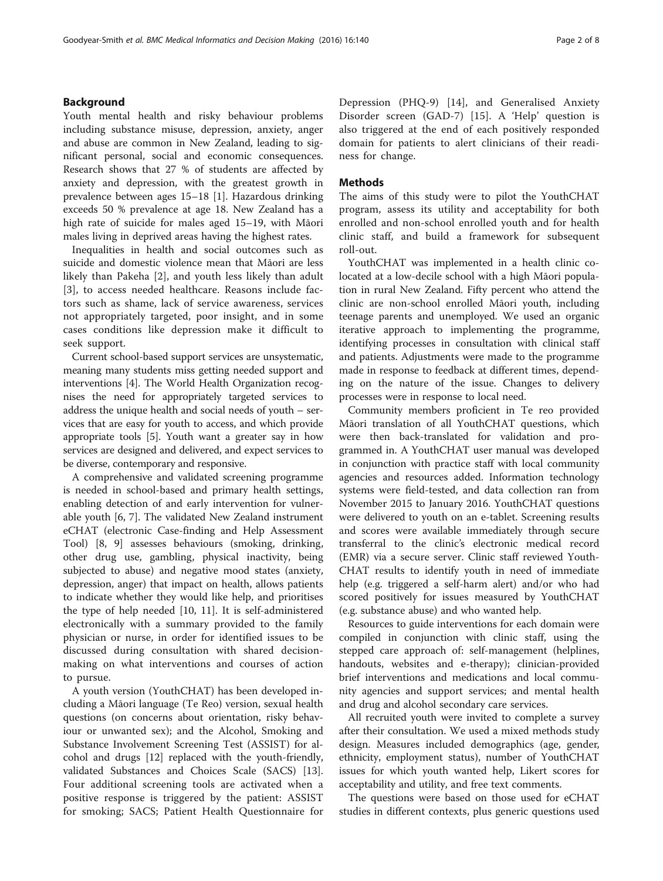## Background

Youth mental health and risky behaviour problems including substance misuse, depression, anxiety, anger and abuse are common in New Zealand, leading to significant personal, social and economic consequences. Research shows that 27 % of students are affected by anxiety and depression, with the greatest growth in prevalence between ages 15–18 [1]. Hazardous drinking exceeds 50 % prevalence at age 18. New Zealand has a high rate of suicide for males aged 15–19, with Māori males living in deprived areas having the highest rates.

Inequalities in health and social outcomes such as suicide and domestic violence mean that Māori are less likely than Pakeha [2], and youth less likely than adult [3], to access needed healthcare. Reasons include factors such as shame, lack of service awareness, services not appropriately targeted, poor insight, and in some cases conditions like depression make it difficult to seek support.

Current school-based support services are unsystematic, meaning many students miss getting needed support and interventions [4]. The World Health Organization recognises the need for appropriately targeted services to address the unique health and social needs of youth – services that are easy for youth to access, and which provide appropriate tools [5]. Youth want a greater say in how services are designed and delivered, and expect services to be diverse, contemporary and responsive.

A comprehensive and validated screening programme is needed in school-based and primary health settings, enabling detection of and early intervention for vulnerable youth [6, 7]. The validated New Zealand instrument eCHAT (electronic Case-finding and Help Assessment Tool) [8, 9] assesses behaviours (smoking, drinking, other drug use, gambling, physical inactivity, being subjected to abuse) and negative mood states (anxiety, depression, anger) that impact on health, allows patients to indicate whether they would like help, and prioritises the type of help needed [10, 11]. It is self-administered electronically with a summary provided to the family physician or nurse, in order for identified issues to be discussed during consultation with shared decision-making on what interventions and courses of action to pursue.

A youth version (YouthCHAT) has been developed including a Māori language (Te Reo) version, sexual health questions (on concerns about orientation, risky behaviour or unwanted sex); and the Alcohol, Smoking and Substance Involvement Screening Test (ASSIST) for alcohol and drugs [12] replaced with the youth-friendly, validated Substances and Choices Scale (SACS) [13]. Four additional screening tools are activated when a positive response is triggered by the patient: ASSIST for smoking; SACS; Patient Health Questionnaire for Depression (PHQ-9) [14], and Generalised Anxiety Disorder screen (GAD-7) [15]. A 'Help' question is also triggered at the end of each positively responded domain for patients to alert clinicians of their readiness for change.

## Methods

The aims of this study were to pilot the YouthCHAT program, assess its utility and acceptability for both enrolled and non-school enrolled youth and for health clinic staff, and build a framework for subsequent roll-out.

YouthCHAT was implemented in a health clinic co-located at a low-decile school with a high Māori population in rural New Zealand. Fifty percent who attend the clinic are non-school enrolled Māori youth, including teenage parents and unemployed. We used an organic iterative approach to implementing the programme, identifying processes in consultation with clinical staff and patients. Adjustments were made to the programme made in response to feedback at different times, depending on the nature of the issue. Changes to delivery processes were in response to local need.

Community members proficient in Te reo provided Māori translation of all YouthCHAT questions, which were then back-translated for validation and programmed in. A YouthCHAT user manual was developed in conjunction with practice staff with local community agencies and resources added. Information technology systems were field-tested, and data collection ran from November 2015 to January 2016. YouthCHAT questions were delivered to youth on an e-tablet. Screening results and scores were available immediately through secure transferral to the clinic's electronic medical record (EMR) via a secure server. Clinic staff reviewed YouthCHAT results to identify youth in need of immediate help (e.g. triggered a self-harm alert) and/or who had scored positively for issues measured by YouthCHAT (e.g. substance abuse) and who wanted help.

Resources to guide interventions for each domain were compiled in conjunction with clinic staff, using the stepped care approach of: self-management (helplines, handouts, websites and e-therapy); clinician-provided brief interventions and medications and local community agencies and support services; and mental health and drug and alcohol secondary care services.

All recruited youth were invited to complete a survey after their consultation. We used a mixed methods study design. Measures included demographics (age, gender, ethnicity, employment status), number of YouthCHAT issues for which youth wanted help, Likert scores for acceptability and utility, and free text comments.

The questions were based on those used for eCHAT studies in different contexts, plus generic questions used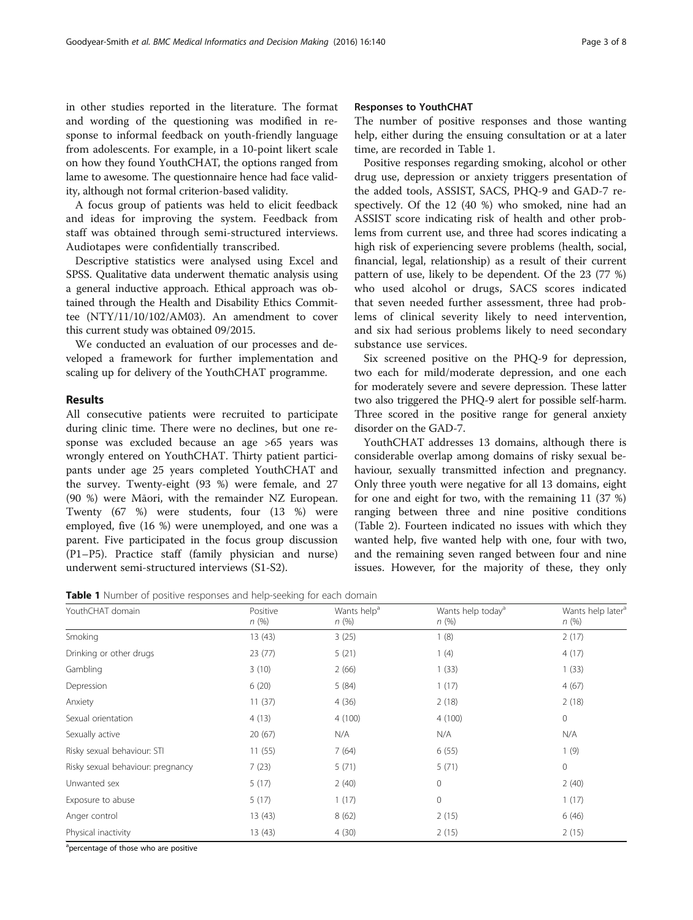in other studies reported in the literature. The format and wording of the questioning was modified in response to informal feedback on youth-friendly language from adolescents. For example, in a 10-point likert scale on how they found YouthCHAT, the options ranged from lame to awesome. The questionnaire hence had face validity, although not formal criterion-based validity.

A focus group of patients was held to elicit feedback and ideas for improving the system. Feedback from staff was obtained through semi-structured interviews. Audiotapes were confidentially transcribed.

Descriptive statistics were analysed using Excel and SPSS. Qualitative data underwent thematic analysis using a general inductive approach. Ethical approach was obtained through the Health and Disability Ethics Committee (NTY/11/10/102/AM03). An amendment to cover this current study was obtained 09/2015.

We conducted an evaluation of our processes and developed a framework for further implementation and scaling up for delivery of the YouthCHAT programme.

## Results

All consecutive patients were recruited to participate during clinic time. There were no declines, but one response was excluded because an age >65 years was wrongly entered on YouthCHAT. Thirty patient participants under age 25 years completed YouthCHAT and the survey. Twenty-eight (93 %) were female, and 27 (90 %) were Māori, with the remainder NZ European. Twenty (67 %) were students, four (13 %) were employed, five (16 %) were unemployed, and one was a parent. Five participated in the focus group discussion (P1–P5). Practice staff (family physician and nurse) underwent semi-structured interviews (S1-S2).

### Responses to YouthCHAT

The number of positive responses and those wanting help, either during the ensuing consultation or at a later time, are recorded in Table 1.

Positive responses regarding smoking, alcohol or other drug use, depression or anxiety triggers presentation of the added tools, ASSIST, SACS, PHQ-9 and GAD-7 respectively. Of the 12 (40 %) who smoked, nine had an ASSIST score indicating risk of health and other problems from current use, and three had scores indicating a high risk of experiencing severe problems (health, social, financial, legal, relationship) as a result of their current pattern of use, likely to be dependent. Of the 23 (77 %) who used alcohol or drugs, SACS scores indicated that seven needed further assessment, three had problems of clinical severity likely to need intervention, and six had serious problems likely to need secondary substance use services.

Six screened positive on the PHQ-9 for depression, two each for mild/moderate depression, and one each for moderately severe and severe depression. These latter two also triggered the PHQ-9 alert for possible self-harm. Three scored in the positive range for general anxiety disorder on the GAD-7.

YouthCHAT addresses 13 domains, although there is considerable overlap among domains of risky sexual behaviour, sexually transmitted infection and pregnancy. Only three youth were negative for all 13 domains, eight for one and eight for two, with the remaining 11 (37 %) ranging between three and nine positive conditions (Table 2). Fourteen indicated no issues with which they wanted help, five wanted help with one, four with two, and the remaining seven ranged between four and nine issues. However, for the majority of these, they only

**Table 1** Number of positive responses and help-seeking for each domain

| YouthCHAT domain | Positive *n* (%) | Wants help[a] *n* (%) | Wants help today[a] *n* (%) | Wants help later[a] *n* (%) |
|---|---|---|---|---|
| Smoking | 13 (43) | 3 (25) | 1 (8) | 2 (17) |
| Drinking or other drugs | 23 (77) | 5 (21) | 1 (4) | 4 (17) |
| Gambling | 3 (10) | 2 (66) | 1 (33) | 1 (33) |
| Depression | 6 (20) | 5 (84) | 1 (17) | 4 (67) |
| Anxiety | 11 (37) | 4 (36) | 2 (18) | 2 (18) |
| Sexual orientation | 4 (13) | 4 (100) | 4 (100) | 0 |
| Sexually active | 20 (67) | N/A | N/A | N/A |
| Risky sexual behaviour: STI | 11 (55) | 7 (64) | 6 (55) | 1 (9) |
| Risky sexual behaviour: pregnancy | 7 (23) | 5 (71) | 5 (71) | 0 |
| Unwanted sex | 5 (17) | 2 (40) | 0 | 2 (40) |
| Exposure to abuse | 5 (17) | 1 (17) | 0 | 1 (17) |
| Anger control | 13 (43) | 8 (62) | 2 (15) | 6 (46) |
| Physical inactivity | 13 (43) | 4 (30) | 2 (15) | 2 (15) |

[a]percentage of those who are positive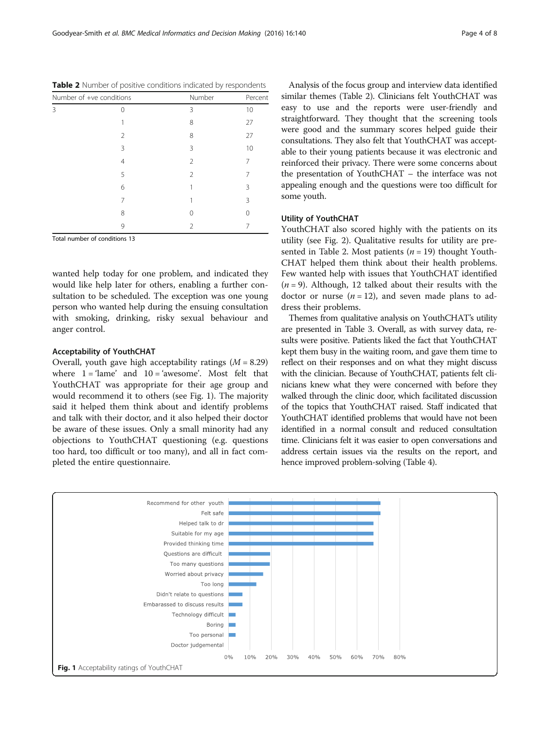**Table 2** Number of positive conditions indicated by respondents

| Number of +ve conditions | | Number | Percent |
|---|---|---|---|
| 3 | 0 | 3 | 10 |
| | 1 | 8 | 27 |
| | 2 | 8 | 27 |
| | 3 | 3 | 10 |
| | 4 | 2 | 7 |
| | 5 | 2 | 7 |
| | 6 | 1 | 3 |
| | 7 | 1 | 3 |
| | 8 | 0 | 0 |
| | 9 | 2 | 7 |

Total number of conditions 13

wanted help today for one problem, and indicated they would like help later for others, enabling a further consultation to be scheduled. The exception was one young person who wanted help during the ensuing consultation with smoking, drinking, risky sexual behaviour and anger control.

### Acceptability of YouthCHAT

Overall, youth gave high acceptability ratings ($M = 8.29$) where 1 = 'lame' and 10 = 'awesome'. Most felt that YouthCHAT was appropriate for their age group and would recommend it to others (see Fig. 1). The majority said it helped them think about and identify problems and talk with their doctor, and it also helped their doctor be aware of these issues. Only a small minority had any objections to YouthCHAT questioning (e.g. questions too hard, too difficult or too many), and all in fact completed the entire questionnaire.

Analysis of the focus group and interview data identified similar themes (Table 2). Clinicians felt YouthCHAT was easy to use and the reports were user-friendly and straightforward. They thought that the screening tools were good and the summary scores helped guide their consultations. They also felt that YouthCHAT was acceptable to their young patients because it was electronic and reinforced their privacy. There were some concerns about the presentation of YouthCHAT – the interface was not appealing enough and the questions were too difficult for some youth.

### Utility of YouthCHAT

YouthCHAT also scored highly with the patients on its utility (see Fig. 2). Qualitative results for utility are presented in Table 2. Most patients ($n = 19$) thought YouthCHAT helped them think about their health problems. Few wanted help with issues that YouthCHAT identified ($n = 9$). Although, 12 talked about their results with the doctor or nurse ($n = 12$), and seven made plans to address their problems.

Themes from qualitative analysis on YouthCHAT's utility are presented in Table 3. Overall, as with survey data, results were positive. Patients liked the fact that YouthCHAT kept them busy in the waiting room, and gave them time to reflect on their responses and on what they might discuss with the clinician. Because of YouthCHAT, patients felt clinicians knew what they were concerned with before they walked through the clinic door, which facilitated discussion of the topics that YouthCHAT raised. Staff indicated that YouthCHAT identified problems that would have not been identified in a normal consult and reduced consultation time. Clinicians felt it was easier to open conversations and address certain issues via the results on the report, and hence improved problem-solving (Table 4).

**Fig. 1** Acceptability ratings of YouthCHAT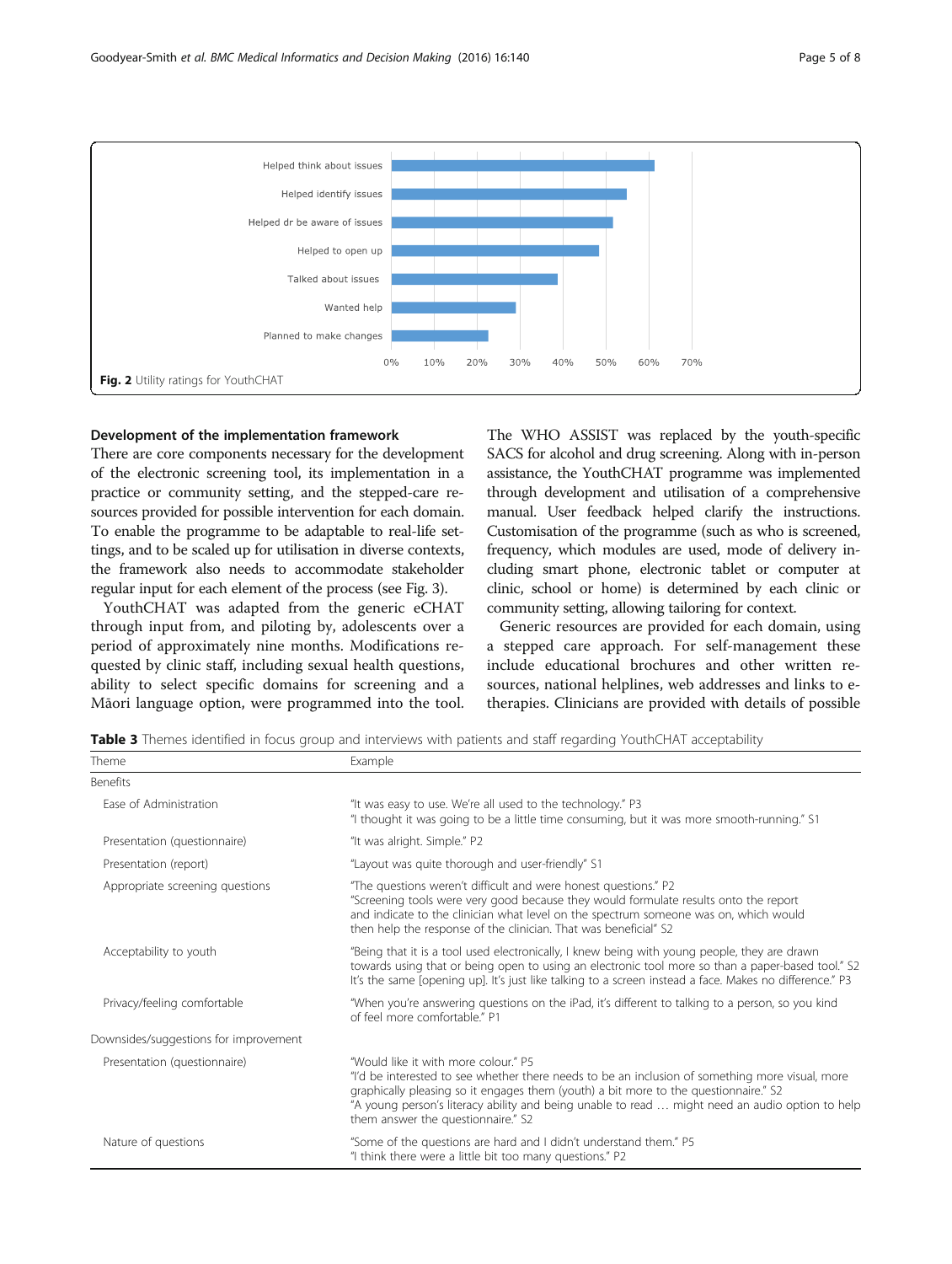Helped think about issues

Helped identify issues

Helped dr be aware of issues

Helped to open up

Talked about issues

Wanted help

Planned to make changes

0% 10% 20% 30% 40% 50% 60% 70%

**Fig. 2** Utility ratings for YouthCHAT

### Development of the implementation framework

There are core components necessary for the development of the electronic screening tool, its implementation in a practice or community setting, and the stepped-care resources provided for possible intervention for each domain. To enable the programme to be adaptable to real-life settings, and to be scaled up for utilisation in diverse contexts, the framework also needs to accommodate stakeholder regular input for each element of the process (see Fig. 3).

YouthCHAT was adapted from the generic eCHAT through input from, and piloting by, adolescents over a period of approximately nine months. Modifications requested by clinic staff, including sexual health questions, ability to select specific domains for screening and a Māori language option, were programmed into the tool. The WHO ASSIST was replaced by the youth-specific SACS for alcohol and drug screening. Along with in-person assistance, the YouthCHAT programme was implemented through development and utilisation of a comprehensive manual. User feedback helped clarify the instructions. Customisation of the programme (such as who is screened, frequency, which modules are used, mode of delivery including smart phone, electronic tablet or computer at clinic, school or home) is determined by each clinic or community setting, allowing tailoring for context.

Generic resources are provided for each domain, using a stepped care approach. For self-management these include educational brochures and other written resources, national helplines, web addresses and links to e-therapies. Clinicians are provided with details of possible

**Table 3** Themes identified in focus group and interviews with patients and staff regarding YouthCHAT acceptability

| Theme | Example |
| --- | --- |
| Benefits | |
| Ease of Administration | "It was easy to use. We're all used to the technology." P3<br>"I thought it was going to be a little time consuming, but it was more smooth-running." S1 |
| Presentation (questionnaire) | "It was alright. Simple." P2 |
| Presentation (report) | "Layout was quite thorough and user-friendly" S1 |
| Appropriate screening questions | "The questions weren't difficult and were honest questions." P2<br>"Screening tools were very good because they would formulate results onto the report and indicate to the clinician what level on the spectrum someone was on, which would then help the response of the clinician. That was beneficial" S2 |
| Acceptability to youth | "Being that it is a tool used electronically, I knew being with young people, they are drawn towards using that or being open to using an electronic tool more so than a paper-based tool." S2<br>It's the same [opening up]. It's just like talking to a screen instead a face. Makes no difference." P3 |
| Privacy/feeling comfortable | "When you're answering questions on the iPad, it's different to talking to a person, so you kind of feel more comfortable." P1 |
| Downsides/suggestions for improvement | |
| Presentation (questionnaire) | "Would like it with more colour." P5<br>"I'd be interested to see whether there needs to be an inclusion of something more visual, more graphically pleasing so it engages them (youth) a bit more to the questionnaire." S2<br>"A young person's literacy ability and being unable to read … might need an audio option to help them answer the questionnaire." S2 |
| Nature of questions | "Some of the questions are hard and I didn't understand them." P5<br>"I think there were a little bit too many questions." P2 |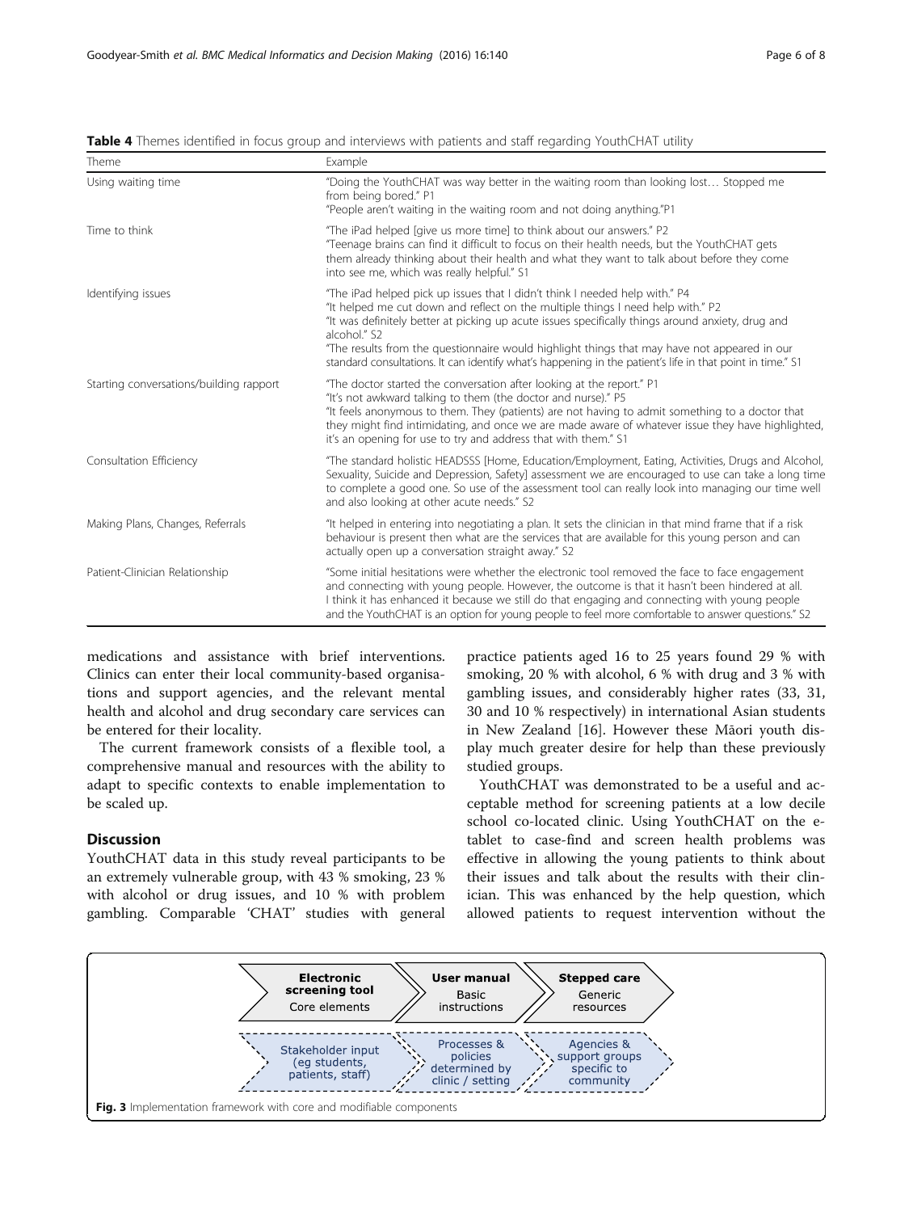**Table 4** Themes identified in focus group and interviews with patients and staff regarding YouthCHAT utility

| Theme | Example |
| --- | --- |
| Using waiting time | "Doing the YouthCHAT was way better in the waiting room than looking lost… Stopped me from being bored." P1<br>"People aren't waiting in the waiting room and not doing anything."P1 |
| Time to think | "The iPad helped [give us more time] to think about our answers." P2<br>"Teenage brains can find it difficult to focus on their health needs, but the YouthCHAT gets them already thinking about their health and what they want to talk about before they come into see me, which was really helpful." S1 |
| Identifying issues | "The iPad helped pick up issues that I didn't think I needed help with." P4<br>"It helped me cut down and reflect on the multiple things I need help with." P2<br>"It was definitely better at picking up acute issues specifically things around anxiety, drug and alcohol." S2<br>"The results from the questionnaire would highlight things that may have not appeared in our standard consultations. It can identify what's happening in the patient's life in that point in time." S1 |
| Starting conversations/building rapport | "The doctor started the conversation after looking at the report." P1<br>"It's not awkward talking to them (the doctor and nurse)." P5<br>"It feels anonymous to them. They (patients) are not having to admit something to a doctor that they might find intimidating, and once we are made aware of whatever issue they have highlighted, it's an opening for use to try and address that with them." S1 |
| Consultation Efficiency | "The standard holistic HEADSSS [Home, Education/Employment, Eating, Activities, Drugs and Alcohol, Sexuality, Suicide and Depression, Safety] assessment we are encouraged to use can take a long time to complete a good one. So use of the assessment tool can really look into managing our time well and also looking at other acute needs." S2 |
| Making Plans, Changes, Referrals | "It helped in entering into negotiating a plan. It sets the clinician in that mind frame that if a risk behaviour is present then what are the services that are available for this young person and can actually open up a conversation straight away." S2 |
| Patient-Clinician Relationship | "Some initial hesitations were whether the electronic tool removed the face to face engagement and connecting with young people. However, the outcome is that it hasn't been hindered at all. I think it has enhanced it because we still do that engaging and connecting with young people and the YouthCHAT is an option for young people to feel more comfortable to answer questions." S2 |

medications and assistance with brief interventions. Clinics can enter their local community-based organisations and support agencies, and the relevant mental health and alcohol and drug secondary care services can be entered for their locality.

The current framework consists of a flexible tool, a comprehensive manual and resources with the ability to adapt to specific contexts to enable implementation to be scaled up.

## Discussion

YouthCHAT data in this study reveal participants to be an extremely vulnerable group, with 43 % smoking, 23 % with alcohol or drug issues, and 10 % with problem gambling. Comparable 'CHAT' studies with general practice patients aged 16 to 25 years found 29 % with smoking, 20 % with alcohol, 6 % with drug and 3 % with gambling issues, and considerably higher rates (33, 31, 30 and 10 % respectively) in international Asian students in New Zealand [16]. However these Māori youth display much greater desire for help than these previously studied groups.

YouthCHAT was demonstrated to be a useful and acceptable method for screening patients at a low decile school co-located clinic. Using YouthCHAT on the e-tablet to case-find and screen health problems was effective in allowing the young patients to think about their issues and talk about the results with their clinician. This was enhanced by the help question, which allowed patients to request intervention without the

| Electronic screening tool<br>Core elements | User manual<br>Basic instructions | Stepped care<br>Generic resources |
| --- | --- | --- |
| Stakeholder input (eg students, patients, staff) | Processes & policies determined by clinic / setting | Agencies & support groups specific to community |

**Fig. 3** Implementation framework with core and modifiable components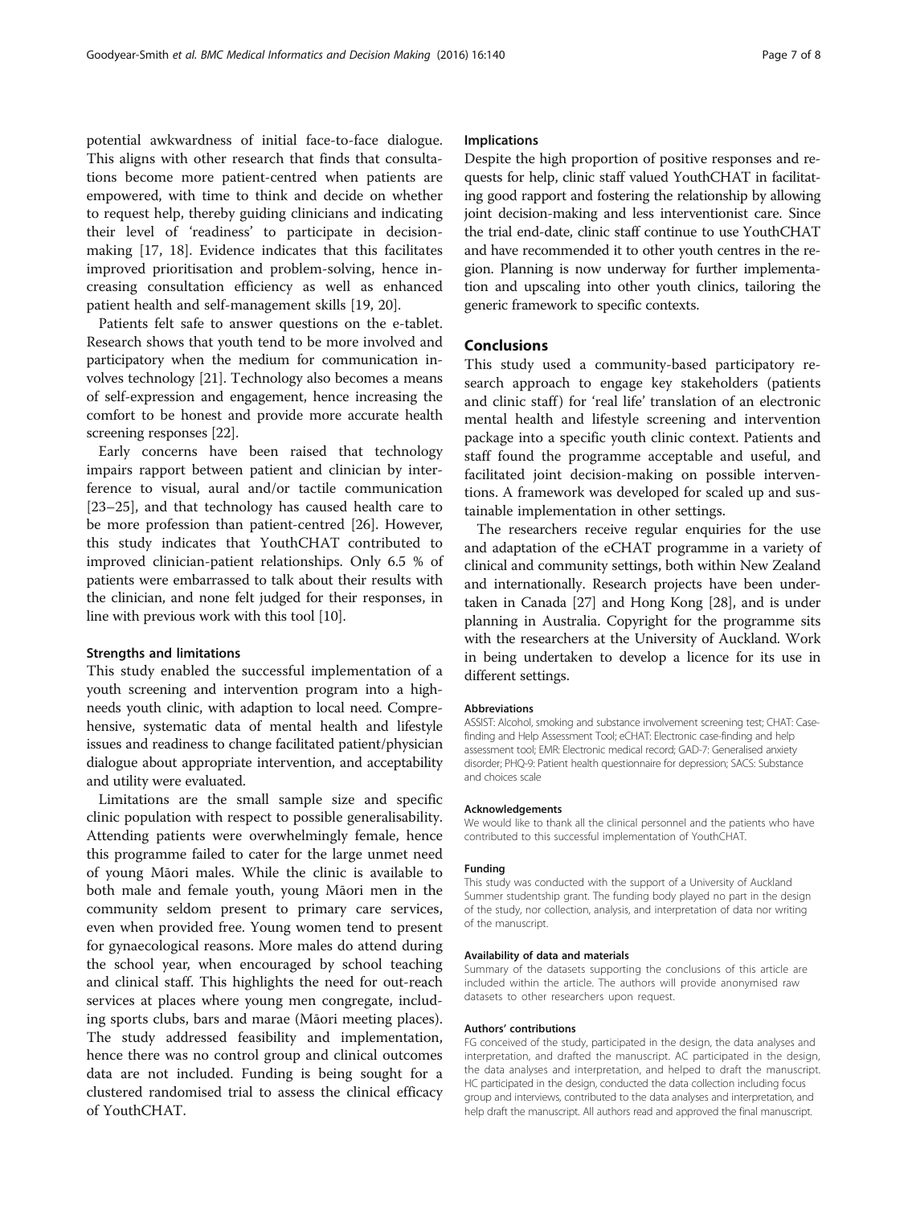potential awkwardness of initial face-to-face dialogue. This aligns with other research that finds that consultations become more patient-centred when patients are empowered, with time to think and decide on whether to request help, thereby guiding clinicians and indicating their level of 'readiness' to participate in decision-making [17, 18]. Evidence indicates that this facilitates improved prioritisation and problem-solving, hence increasing consultation efficiency as well as enhanced patient health and self-management skills [19, 20].

Patients felt safe to answer questions on the e-tablet. Research shows that youth tend to be more involved and participatory when the medium for communication involves technology [21]. Technology also becomes a means of self-expression and engagement, hence increasing the comfort to be honest and provide more accurate health screening responses [22].

Early concerns have been raised that technology impairs rapport between patient and clinician by interference to visual, aural and/or tactile communication [23–25], and that technology has caused health care to be more profession than patient-centred [26]. However, this study indicates that YouthCHAT contributed to improved clinician-patient relationships. Only 6.5 % of patients were embarrassed to talk about their results with the clinician, and none felt judged for their responses, in line with previous work with this tool [10].

### Strengths and limitations

This study enabled the successful implementation of a youth screening and intervention program into a high-needs youth clinic, with adaption to local need. Comprehensive, systematic data of mental health and lifestyle issues and readiness to change facilitated patient/physician dialogue about appropriate intervention, and acceptability and utility were evaluated.

Limitations are the small sample size and specific clinic population with respect to possible generalisability. Attending patients were overwhelmingly female, hence this programme failed to cater for the large unmet need of young Māori males. While the clinic is available to both male and female youth, young Māori men in the community seldom present to primary care services, even when provided free. Young women tend to present for gynaecological reasons. More males do attend during the school year, when encouraged by school teaching and clinical staff. This highlights the need for out-reach services at places where young men congregate, including sports clubs, bars and marae (Māori meeting places). The study addressed feasibility and implementation, hence there was no control group and clinical outcomes data are not included. Funding is being sought for a clustered randomised trial to assess the clinical efficacy of YouthCHAT.

### Implications

Despite the high proportion of positive responses and requests for help, clinic staff valued YouthCHAT in facilitating good rapport and fostering the relationship by allowing joint decision-making and less interventionist care. Since the trial end-date, clinic staff continue to use YouthCHAT and have recommended it to other youth centres in the region. Planning is now underway for further implementation and upscaling into other youth clinics, tailoring the generic framework to specific contexts.

## Conclusions

This study used a community-based participatory research approach to engage key stakeholders (patients and clinic staff) for 'real life' translation of an electronic mental health and lifestyle screening and intervention package into a specific youth clinic context. Patients and staff found the programme acceptable and useful, and facilitated joint decision-making on possible interventions. A framework was developed for scaled up and sustainable implementation in other settings.

The researchers receive regular enquiries for the use and adaptation of the eCHAT programme in a variety of clinical and community settings, both within New Zealand and internationally. Research projects have been undertaken in Canada [27] and Hong Kong [28], and is under planning in Australia. Copyright for the programme sits with the researchers at the University of Auckland. Work in being undertaken to develop a licence for its use in different settings.

#### Abbreviations

ASSIST: Alcohol, smoking and substance involvement screening test; CHAT: Case-finding and Help Assessment Tool; eCHAT: Electronic case-finding and help assessment tool; EMR: Electronic medical record; GAD-7: Generalised anxiety disorder; PHQ-9: Patient health questionnaire for depression; SACS: Substance and choices scale

#### Acknowledgements

We would like to thank all the clinical personnel and the patients who have contributed to this successful implementation of YouthCHAT.

#### Funding

This study was conducted with the support of a University of Auckland Summer studentship grant. The funding body played no part in the design of the study, nor collection, analysis, and interpretation of data nor writing of the manuscript.

#### Availability of data and materials

Summary of the datasets supporting the conclusions of this article are included within the article. The authors will provide anonymised raw datasets to other researchers upon request.

#### Authors' contributions

FG conceived of the study, participated in the design, the data analyses and interpretation, and drafted the manuscript. AC participated in the design, the data analyses and interpretation, and helped to draft the manuscript. HC participated in the design, conducted the data collection including focus group and interviews, contributed to the data analyses and interpretation, and help draft the manuscript. All authors read and approved the final manuscript.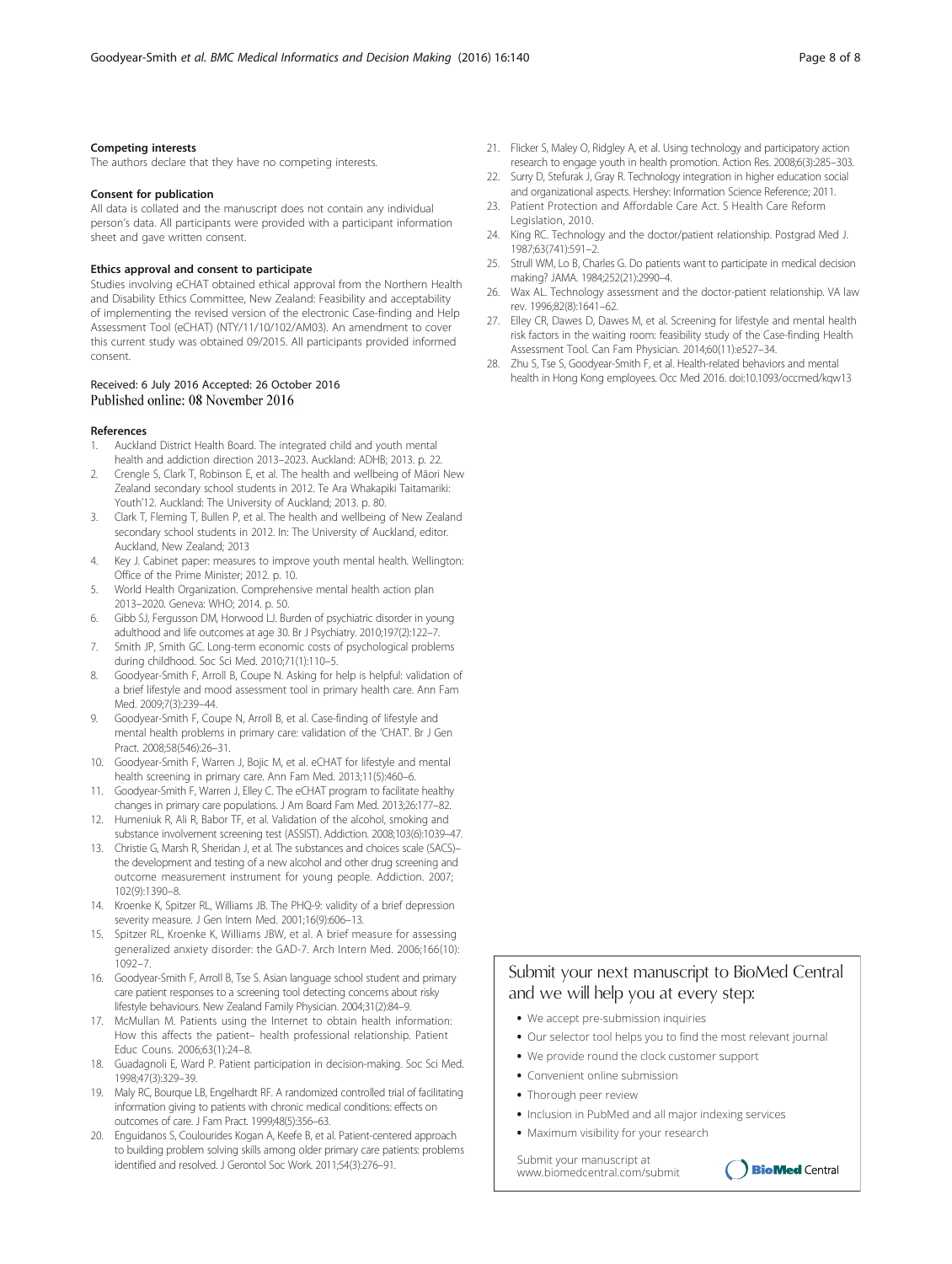#### Competing interests

The authors declare that they have no competing interests.

#### Consent for publication

All data is collated and the manuscript does not contain any individual person's data. All participants were provided with a participant information sheet and gave written consent.

#### Ethics approval and consent to participate

Studies involving eCHAT obtained ethical approval from the Northern Health and Disability Ethics Committee, New Zealand: Feasibility and acceptability of implementing the revised version of the electronic Case-finding and Help Assessment Tool (eCHAT) (NTY/11/10/102/AM03). An amendment to cover this current study was obtained 09/2015. All participants provided informed consent.

Received: 6 July 2016 Accepted: 26 October 2016
Published online: 08 November 2016

#### References

1. Auckland District Health Board. The integrated child and youth mental health and addiction direction 2013–2023. Auckland: ADHB; 2013. p. 22.
2. Crengle S, Clark T, Robinson E, et al. The health and wellbeing of Māori New Zealand secondary school students in 2012. Te Ara Whakapiki Taitamariki: Youth'12. Auckland: The University of Auckland; 2013. p. 80.
3. Clark T, Fleming T, Bullen P, et al. The health and wellbeing of New Zealand secondary school students in 2012. In: The University of Auckland, editor. Auckland, New Zealand; 2013
4. Key J. Cabinet paper: measures to improve youth mental health. Wellington: Office of the Prime Minister; 2012. p. 10.
5. World Health Organization. Comprehensive mental health action plan 2013–2020. Geneva: WHO; 2014. p. 50.
6. Gibb SJ, Fergusson DM, Horwood LJ. Burden of psychiatric disorder in young adulthood and life outcomes at age 30. Br J Psychiatry. 2010;197(2):122–7.
7. Smith JP, Smith GC. Long-term economic costs of psychological problems during childhood. Soc Sci Med. 2010;71(1):110–5.
8. Goodyear-Smith F, Arroll B, Coupe N. Asking for help is helpful: validation of a brief lifestyle and mood assessment tool in primary health care. Ann Fam Med. 2009;7(3):239–44.
9. Goodyear-Smith F, Coupe N, Arroll B, et al. Case-finding of lifestyle and mental health problems in primary care: validation of the 'CHAT'. Br J Gen Pract. 2008;58(546):26–31.
10. Goodyear-Smith F, Warren J, Bojic M, et al. eCHAT for lifestyle and mental health screening in primary care. Ann Fam Med. 2013;11(5):460–6.
11. Goodyear-Smith F, Warren J, Elley C. The eCHAT program to facilitate healthy changes in primary care populations. J Am Board Fam Med. 2013;26:177–82.
12. Humeniuk R, Ali R, Babor TF, et al. Validation of the alcohol, smoking and substance involvement screening test (ASSIST). Addiction. 2008;103(6):1039–47.
13. Christie G, Marsh R, Sheridan J, et al. The substances and choices scale (SACS)–the development and testing of a new alcohol and other drug screening and outcome measurement instrument for young people. Addiction. 2007; 102(9):1390–8.
14. Kroenke K, Spitzer RL, Williams JB. The PHQ-9: validity of a brief depression severity measure. J Gen Intern Med. 2001;16(9):606–13.
15. Spitzer RL, Kroenke K, Williams JBW, et al. A brief measure for assessing generalized anxiety disorder: the GAD-7. Arch Intern Med. 2006;166(10): 1092–7.
16. Goodyear-Smith F, Arroll B, Tse S. Asian language school student and primary care patient responses to a screening tool detecting concerns about risky lifestyle behaviours. New Zealand Family Physician. 2004;31(2):84–9.
17. McMullan M. Patients using the Internet to obtain health information: How this affects the patient– health professional relationship. Patient Educ Couns. 2006;63(1):24–8.
18. Guadagnoli E, Ward P. Patient participation in decision-making. Soc Sci Med. 1998;47(3):329–39.
19. Maly RC, Bourque LB, Engelhardt RF. A randomized controlled trial of facilitating information giving to patients with chronic medical conditions: effects on outcomes of care. J Fam Pract. 1999;48(5):356–63.
20. Enguidanos S, Coulourides Kogan A, Keefe B, et al. Patient-centered approach to building problem solving skills among older primary care patients: problems identified and resolved. J Gerontol Soc Work. 2011;54(3):276–91.
21. Flicker S, Maley O, Ridgley A, et al. Using technology and participatory action research to engage youth in health promotion. Action Res. 2008;6(3):285–303.
22. Surry D, Stefurak J, Gray R. Technology integration in higher education social and organizational aspects. Hershey: Information Science Reference; 2011.
23. Patient Protection and Affordable Care Act. S Health Care Reform Legislation, 2010.
24. King RC. Technology and the doctor/patient relationship. Postgrad Med J. 1987;63(741):591–2.
25. Strull WM, Lo B, Charles G. Do patients want to participate in medical decision making? JAMA. 1984;252(21):2990–4.
26. Wax AL. Technology assessment and the doctor-patient relationship. VA law rev. 1996;82(8):1641–62.
27. Elley CR, Dawes D, Dawes M, et al. Screening for lifestyle and mental health risk factors in the waiting room: feasibility study of the Case-finding Health Assessment Tool. Can Fam Physician. 2014;60(11):e527–34.
28. Zhu S, Tse S, Goodyear-Smith F, et al. Health-related behaviors and mental health in Hong Kong employees. Occ Med 2016. doi:10.1093/occmed/kqw13

Submit your next manuscript to BioMed Central and we will help you at every step:

- We accept pre-submission inquiries
- Our selector tool helps you to find the most relevant journal
- We provide round the clock customer support
- Convenient online submission
- Thorough peer review
- Inclusion in PubMed and all major indexing services
- Maximum visibility for your research

Submit your manuscript at
www.biomedcentral.com/submit

BioMed Central